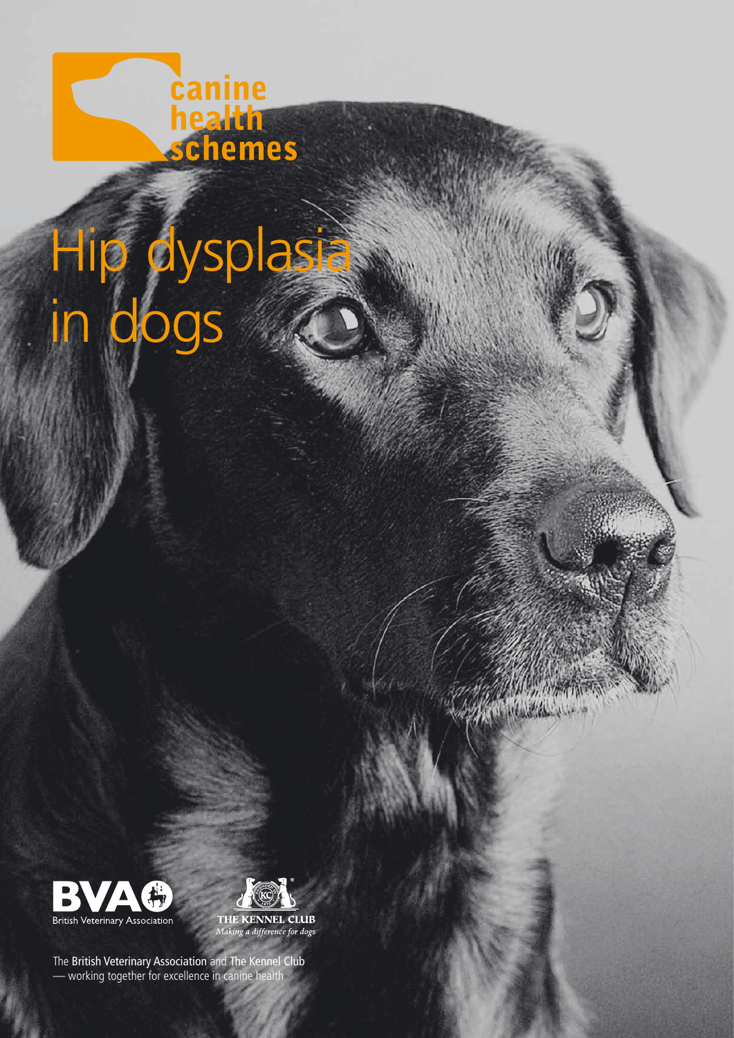canine health schemes

# Hip dysplasia in dogs

BVA British Veterinary Association

THE KENNEL CLUB
*Making a difference for dogs*

The British Veterinary Association and The Kennel Club — working together for excellence in canine health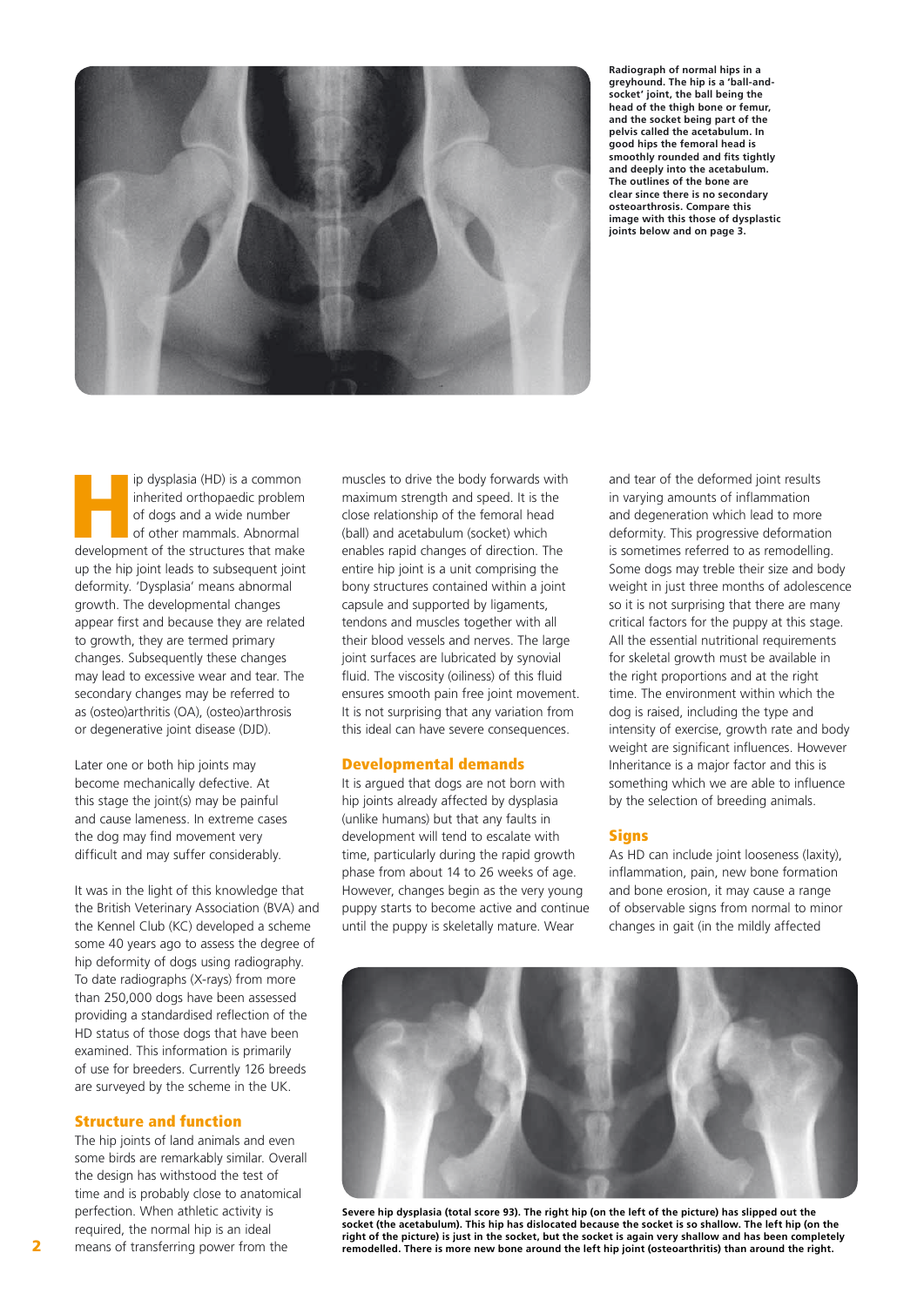Radiograph of normal hips in a greyhound. The hip is a 'ball-and-socket' joint, the ball being the head of the thigh bone or femur, and the socket being part of the pelvis called the acetabulum. In good hips the femoral head is smoothly rounded and fits tightly and deeply into the acetabulum. The outlines of the bone are clear since there is no secondary osteoarthrosis. Compare this image with this those of dysplastic joints below and on page 3.

Hip dysplasia (HD) is a common inherited orthopaedic problem of dogs and a wide number of other mammals. Abnormal development of the structures that make up the hip joint leads to subsequent joint deformity. 'Dysplasia' means abnormal growth. The developmental changes appear first and because they are related to growth, they are termed primary changes. Subsequently these changes may lead to excessive wear and tear. The secondary changes may be referred to as (osteo)arthritis (OA), (osteo)arthrosis or degenerative joint disease (DJD).

Later one or both hip joints may become mechanically defective. At this stage the joint(s) may be painful and cause lameness. In extreme cases the dog may find movement very difficult and may suffer considerably.

It was in the light of this knowledge that the British Veterinary Association (BVA) and the Kennel Club (KC) developed a scheme some 40 years ago to assess the degree of hip deformity of dogs using radiography. To date radiographs (X-rays) from more than 250,000 dogs have been assessed providing a standardised reflection of the HD status of those dogs that have been examined. This information is primarily of use for breeders. Currently 126 breeds are surveyed by the scheme in the UK.

## Structure and function

The hip joints of land animals and even some birds are remarkably similar. Overall the design has withstood the test of time and is probably close to anatomical perfection. When athletic activity is required, the normal hip is an ideal means of transferring power from the muscles to drive the body forwards with maximum strength and speed. It is the close relationship of the femoral head (ball) and acetabulum (socket) which enables rapid changes of direction. The entire hip joint is a unit comprising the bony structures contained within a joint capsule and supported by ligaments, tendons and muscles together with all their blood vessels and nerves. The large joint surfaces are lubricated by synovial fluid. The viscosity (oiliness) of this fluid ensures smooth pain free joint movement. It is not surprising that any variation from this ideal can have severe consequences.

## Developmental demands

It is argued that dogs are not born with hip joints already affected by dysplasia (unlike humans) but that any faults in development will tend to escalate with time, particularly during the rapid growth phase from about 14 to 26 weeks of age. However, changes begin as the very young puppy starts to become active and continue until the puppy is skeletally mature. Wear and tear of the deformed joint results in varying amounts of inflammation and degeneration which lead to more deformity. This progressive deformation is sometimes referred to as remodelling. Some dogs may treble their size and body weight in just three months of adolescence so it is not surprising that there are many critical factors for the puppy at this stage. All the essential nutritional requirements for skeletal growth must be available in the right proportions and at the right time. The environment within which the dog is raised, including the type and intensity of exercise, growth rate and body weight are significant influences. However Inheritance is a major factor and this is something which we are able to influence by the selection of breeding animals.

## Signs

As HD can include joint looseness (laxity), inflammation, pain, new bone formation and bone erosion, it may cause a range of observable signs from normal to minor changes in gait (in the mildly affected

Severe hip dysplasia (total score 93). The right hip (on the left of the picture) has slipped out the socket (the acetabulum). This hip has dislocated because the socket is so shallow. The left hip (on the right of the picture) is just in the socket, but the socket is again very shallow and has been completely remodelled. There is more new bone around the left hip joint (osteoarthritis) than around the right.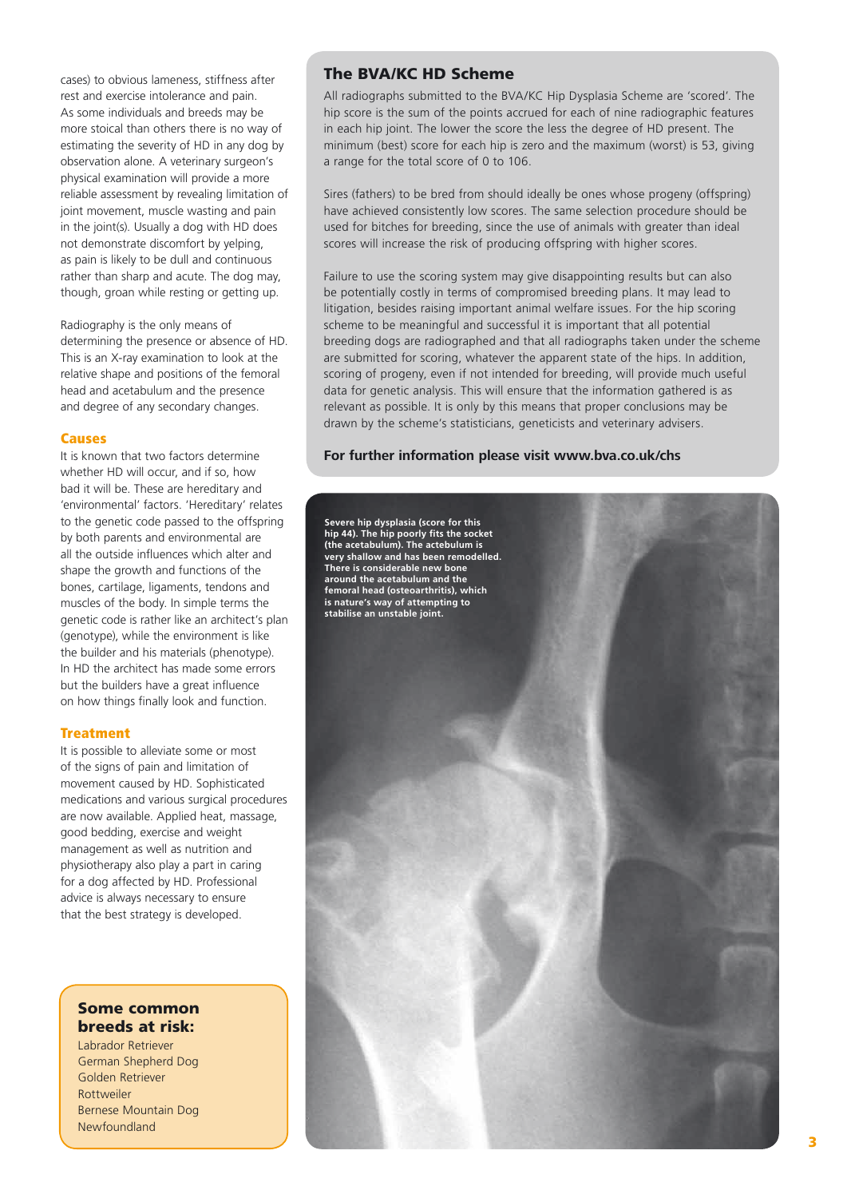cases) to obvious lameness, stiffness after rest and exercise intolerance and pain. As some individuals and breeds may be more stoical than others there is no way of estimating the severity of HD in any dog by observation alone. A veterinary surgeon's physical examination will provide a more reliable assessment by revealing limitation of joint movement, muscle wasting and pain in the joint(s). Usually a dog with HD does not demonstrate discomfort by yelping, as pain is likely to be dull and continuous rather than sharp and acute. The dog may, though, groan while resting or getting up.

Radiography is the only means of determining the presence or absence of HD. This is an X-ray examination to look at the relative shape and positions of the femoral head and acetabulum and the presence and degree of any secondary changes.

### Causes

It is known that two factors determine whether HD will occur, and if so, how bad it will be. These are hereditary and 'environmental' factors. 'Hereditary' relates to the genetic code passed to the offspring by both parents and environmental are all the outside influences which alter and shape the growth and functions of the bones, cartilage, ligaments, tendons and muscles of the body. In simple terms the genetic code is rather like an architect's plan (genotype), while the environment is like the builder and his materials (phenotype). In HD the architect has made some errors but the builders have a great influence on how things finally look and function.

### Treatment

It is possible to alleviate some or most of the signs of pain and limitation of movement caused by HD. Sophisticated medications and various surgical procedures are now available. Applied heat, massage, good bedding, exercise and weight management as well as nutrition and physiotherapy also play a part in caring for a dog affected by HD. Professional advice is always necessary to ensure that the best strategy is developed.

### Some common breeds at risk:

- Labrador Retriever
- German Shepherd Dog
- Golden Retriever
- Rottweiler
- Bernese Mountain Dog
- Newfoundland

## The BVA/KC HD Scheme

All radiographs submitted to the BVA/KC Hip Dysplasia Scheme are 'scored'. The hip score is the sum of the points accrued for each of nine radiographic features in each hip joint. The lower the score the less the degree of HD present. The minimum (best) score for each hip is zero and the maximum (worst) is 53, giving a range for the total score of 0 to 106.

Sires (fathers) to be bred from should ideally be ones whose progeny (offspring) have achieved consistently low scores. The same selection procedure should be used for bitches for breeding, since the use of animals with greater than ideal scores will increase the risk of producing offspring with higher scores.

Failure to use the scoring system may give disappointing results but can also be potentially costly in terms of compromised breeding plans. It may lead to litigation, besides raising important animal welfare issues. For the hip scoring scheme to be meaningful and successful it is important that all potential breeding dogs are radiographed and that all radiographs taken under the scheme are submitted for scoring, whatever the apparent state of the hips. In addition, scoring of progeny, even if not intended for breeding, will provide much useful data for genetic analysis. This will ensure that the information gathered is as relevant as possible. It is only by this means that proper conclusions may be drawn by the scheme's statisticians, geneticists and veterinary advisers.

**For further information please visit www.bva.co.uk/chs**

**Severe hip dysplasia (score for this hip 44). The hip poorly fits the socket (the acetabulum). The actebulum is very shallow and has been remodelled. There is considerable new bone around the acetabulum and the femoral head (osteoarthritis), which is nature's way of attempting to stabilise an unstable joint.**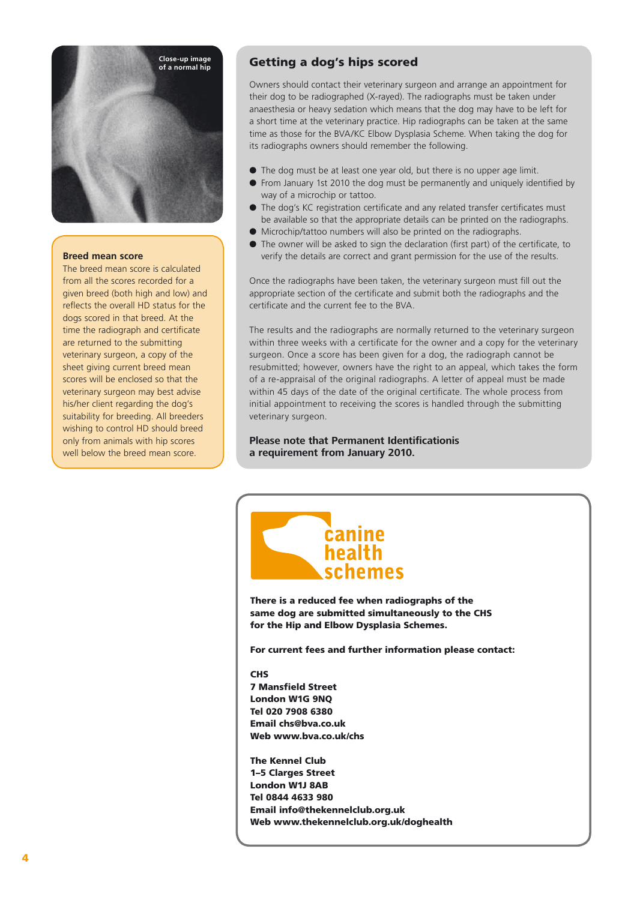Close-up image of a normal hip

**Breed mean score**

The breed mean score is calculated from all the scores recorded for a given breed (both high and low) and reflects the overall HD status for the dogs scored in that breed. At the time the radiograph and certificate are returned to the submitting veterinary surgeon, a copy of the sheet giving current breed mean scores will be enclosed so that the veterinary surgeon may best advise his/her client regarding the dog's suitability for breeding. All breeders wishing to control HD should breed only from animals with hip scores well below the breed mean score.

## Getting a dog's hips scored

Owners should contact their veterinary surgeon and arrange an appointment for their dog to be radiographed (X-rayed). The radiographs must be taken under anaesthesia or heavy sedation which means that the dog may have to be left for a short time at the veterinary practice. Hip radiographs can be taken at the same time as those for the BVA/KC Elbow Dysplasia Scheme. When taking the dog for its radiographs owners should remember the following.

- The dog must be at least one year old, but there is no upper age limit.
- From January 1st 2010 the dog must be permanently and uniquely identified by way of a microchip or tattoo.
- The dog's KC registration certificate and any related transfer certificates must be available so that the appropriate details can be printed on the radiographs.
- Microchip/tattoo numbers will also be printed on the radiographs.
- The owner will be asked to sign the declaration (first part) of the certificate, to verify the details are correct and grant permission for the use of the results.

Once the radiographs have been taken, the veterinary surgeon must fill out the appropriate section of the certificate and submit both the radiographs and the certificate and the current fee to the BVA.

The results and the radiographs are normally returned to the veterinary surgeon within three weeks with a certificate for the owner and a copy for the veterinary surgeon. Once a score has been given for a dog, the radiograph cannot be resubmitted; however, owners have the right to an appeal, which takes the form of a re-appraisal of the original radiographs. A letter of appeal must be made within 45 days of the date of the original certificate. The whole process from initial appointment to receiving the scores is handled through the submitting veterinary surgeon.

**Please note that Permanent Identificationis a requirement from January 2010.**

canine health schemes

**There is a reduced fee when radiographs of the same dog are submitted simultaneously to the CHS for the Hip and Elbow Dysplasia Schemes.**

**For current fees and further information please contact:**

**CHS**
**7 Mansfield Street**
**London W1G 9NQ**
**Tel 020 7908 6380**
**Email chs@bva.co.uk**
**Web www.bva.co.uk/chs**

**The Kennel Club**
**1–5 Clarges Street**
**London W1J 8AB**
**Tel 0844 4633 980**
**Email info@thekennelclub.org.uk**
**Web www.thekennelclub.org.uk/doghealth**